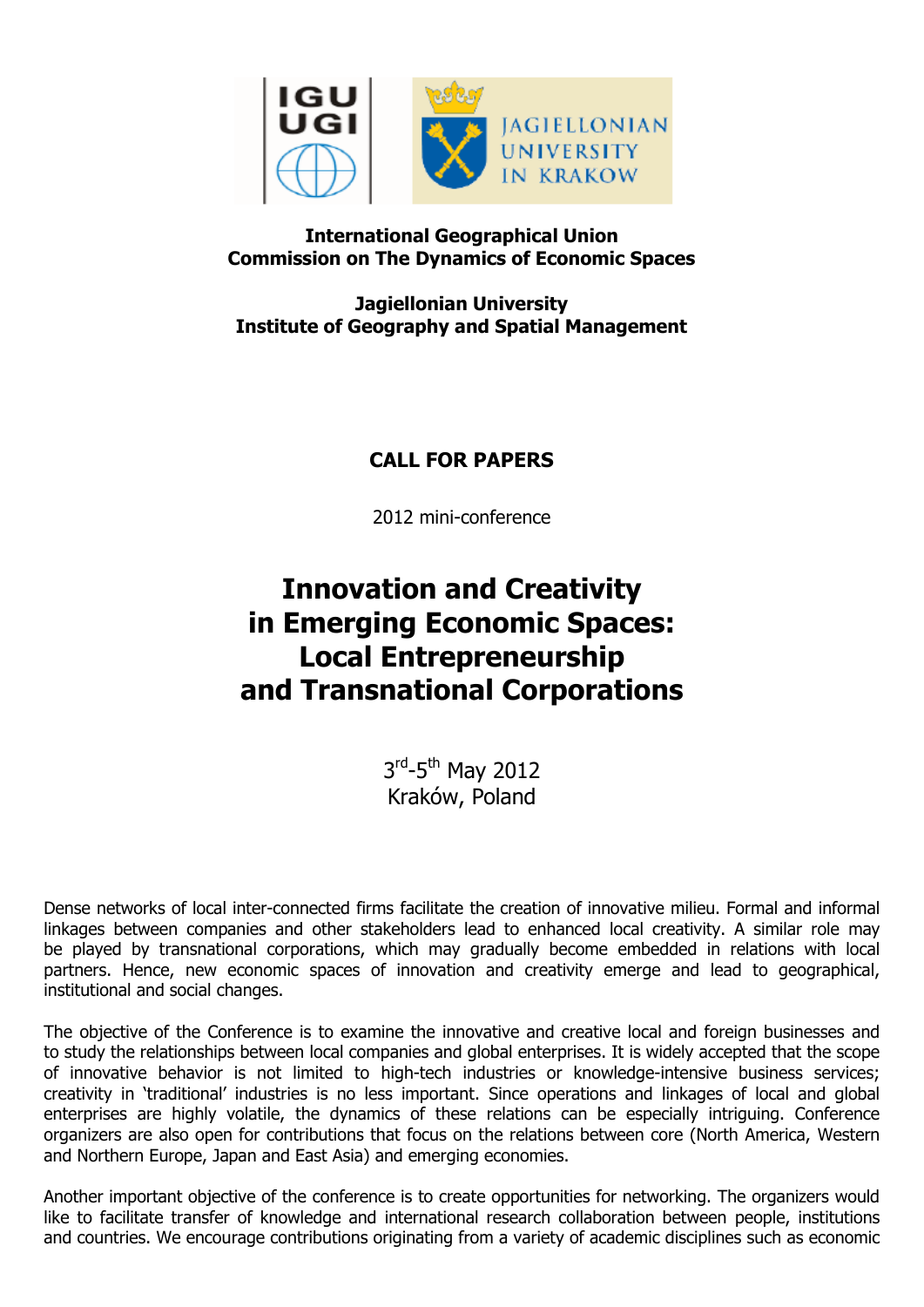**International Geographical Union**
**Commission on The Dynamics of Economic Spaces**

**Jagiellonian University**
**Institute of Geography and Spatial Management**

**CALL FOR PAPERS**

2012 mini-conference

# Innovation and Creativity in Emerging Economic Spaces: Local Entrepreneurship and Transnational Corporations

3rd-5th May 2012
Kraków, Poland

Dense networks of local inter-connected firms facilitate the creation of innovative milieu. Formal and informal linkages between companies and other stakeholders lead to enhanced local creativity. A similar role may be played by transnational corporations, which may gradually become embedded in relations with local partners. Hence, new economic spaces of innovation and creativity emerge and lead to geographical, institutional and social changes.

The objective of the Conference is to examine the innovative and creative local and foreign businesses and to study the relationships between local companies and global enterprises. It is widely accepted that the scope of innovative behavior is not limited to high-tech industries or knowledge-intensive business services; creativity in 'traditional' industries is no less important. Since operations and linkages of local and global enterprises are highly volatile, the dynamics of these relations can be especially intriguing. Conference organizers are also open for contributions that focus on the relations between core (North America, Western and Northern Europe, Japan and East Asia) and emerging economies.

Another important objective of the conference is to create opportunities for networking. The organizers would like to facilitate transfer of knowledge and international research collaboration between people, institutions and countries. We encourage contributions originating from a variety of academic disciplines such as economic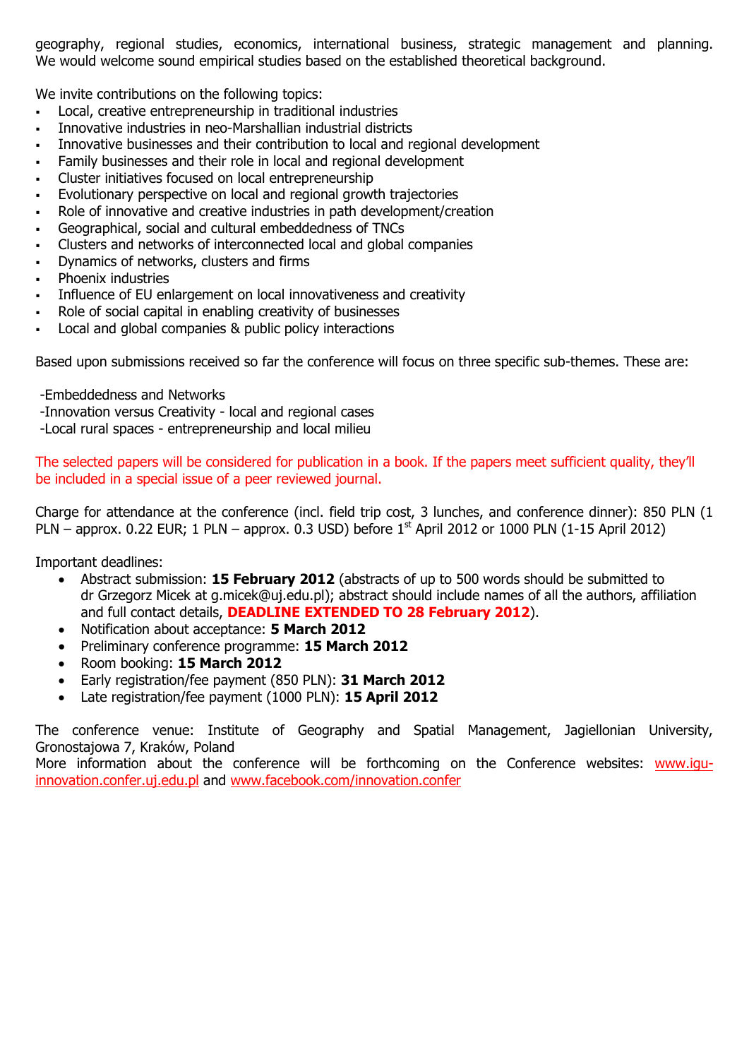geography, regional studies, economics, international business, strategic management and planning. We would welcome sound empirical studies based on the established theoretical background.

We invite contributions on the following topics:

- Local, creative entrepreneurship in traditional industries
- Innovative industries in neo-Marshallian industrial districts
- Innovative businesses and their contribution to local and regional development
- Family businesses and their role in local and regional development
- Cluster initiatives focused on local entrepreneurship
- Evolutionary perspective on local and regional growth trajectories
- Role of innovative and creative industries in path development/creation
- Geographical, social and cultural embeddedness of TNCs
- Clusters and networks of interconnected local and global companies
- Dynamics of networks, clusters and firms
- Phoenix industries
- Influence of EU enlargement on local innovativeness and creativity
- Role of social capital in enabling creativity of businesses
- Local and global companies & public policy interactions

Based upon submissions received so far the conference will focus on three specific sub-themes. These are:

-Embeddedness and Networks
-Innovation versus Creativity - local and regional cases
-Local rural spaces - entrepreneurship and local milieu

The selected papers will be considered for publication in a book. If the papers meet sufficient quality, they'll be included in a special issue of a peer reviewed journal.

Charge for attendance at the conference (incl. field trip cost, 3 lunches, and conference dinner): 850 PLN (1 PLN – approx. 0.22 EUR; 1 PLN – approx. 0.3 USD) before 1st April 2012 or 1000 PLN (1-15 April 2012)

Important deadlines:

- Abstract submission: **15 February 2012** (abstracts of up to 500 words should be submitted to dr Grzegorz Micek at g.micek@uj.edu.pl); abstract should include names of all the authors, affiliation and full contact details, **DEADLINE EXTENDED TO 28 February 2012**).
- Notification about acceptance: **5 March 2012**
- Preliminary conference programme: **15 March 2012**
- Room booking: **15 March 2012**
- Early registration/fee payment (850 PLN): **31 March 2012**
- Late registration/fee payment (1000 PLN): **15 April 2012**

The conference venue: Institute of Geography and Spatial Management, Jagiellonian University, Gronostajowa 7, Kraków, Poland
More information about the conference will be forthcoming on the Conference websites: [www.igu-innovation.confer.uj.edu.pl](www.igu-innovation.confer.uj.edu.pl) and [www.facebook.com/innovation.confer](www.facebook.com/innovation.confer)